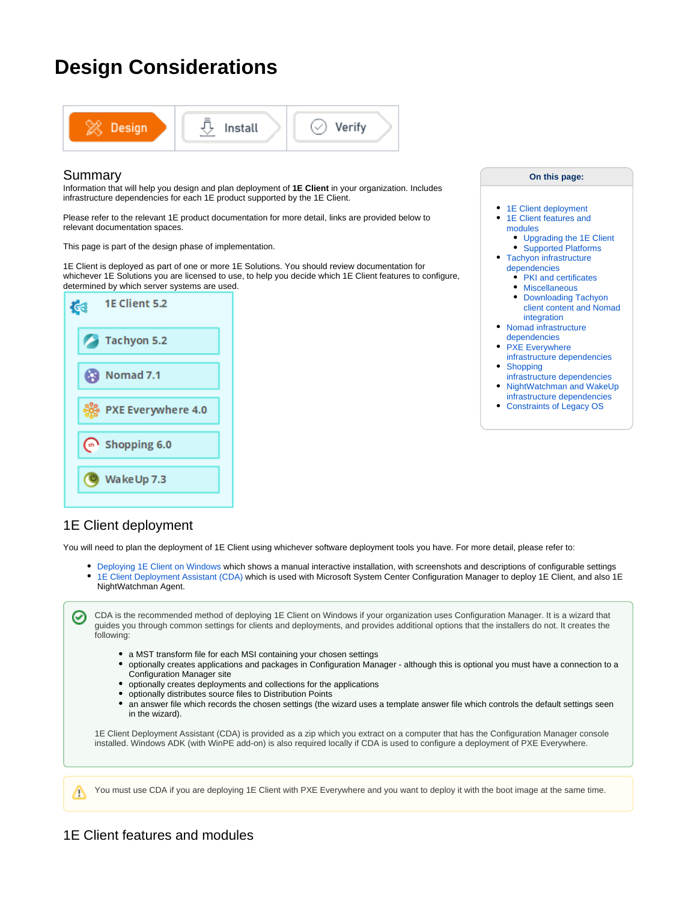# Design Considerations

Design | Install | Verify

## Summary

Information that will help you design and plan deployment of **1E Client** in your organization. Includes infrastructure dependencies for each 1E product supported by the 1E Client.

Please refer to the relevant 1E product documentation for more detail, links are provided below to relevant documentation spaces.

This page is part of the design phase of implementation.

1E Client is deployed as part of one or more 1E Solutions. You should review documentation for whichever 1E Solutions you are licensed to use, to help you decide which 1E Client features to configure, determined by which server systems are used.

- 1E Client 5.2
  - Tachyon 5.2
  - Nomad 7.1
  - PXE Everywhere 4.0
  - Shopping 6.0
  - WakeUp 7.3

**On this page:**

- 1E Client deployment
- 1E Client features and modules
  - Upgrading the 1E Client
  - Supported Platforms
- Tachyon infrastructure dependencies
  - PKI and certificates
  - Miscellaneous
  - Downloading Tachyon client content and Nomad integration
- Nomad infrastructure dependencies
- PXE Everywhere infrastructure dependencies
- Shopping infrastructure dependencies
- NightWatchman and WakeUp infrastructure dependencies
- Constraints of Legacy OS

## 1E Client deployment

You will need to plan the deployment of 1E Client using whichever software deployment tools you have. For more detail, please refer to:

- Deploying 1E Client on Windows which shows a manual interactive installation, with screenshots and descriptions of configurable settings
- 1E Client Deployment Assistant (CDA) which is used with Microsoft System Center Configuration Manager to deploy 1E Client, and also 1E NightWatchman Agent.

CDA is the recommended method of deploying 1E Client on Windows if your organization uses Configuration Manager. It is a wizard that guides you through common settings for clients and deployments, and provides additional options that the installers do not. It creates the following:

- a MST transform file for each MSI containing your chosen settings
- optionally creates applications and packages in Configuration Manager - although this is optional you must have a connection to a Configuration Manager site
- optionally creates deployments and collections for the applications
- optionally distributes source files to Distribution Points
- an answer file which records the chosen settings (the wizard uses a template answer file which controls the default settings seen in the wizard).

1E Client Deployment Assistant (CDA) is provided as a zip which you extract on a computer that has the Configuration Manager console installed. Windows ADK (with WinPE add-on) is also required locally if CDA is used to configure a deployment of PXE Everywhere.

You must use CDA if you are deploying 1E Client with PXE Everywhere and you want to deploy it with the boot image at the same time.

## 1E Client features and modules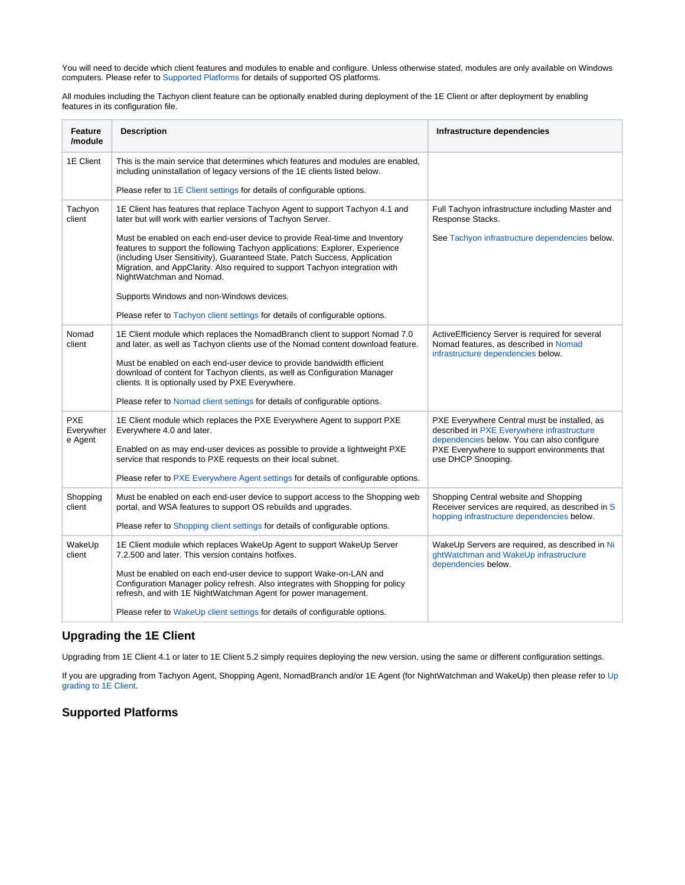You will need to decide which client features and modules to enable and configure. Unless otherwise stated, modules are only available on Windows computers. Please refer to Supported Platforms for details of supported OS platforms.

All modules including the Tachyon client feature can be optionally enabled during deployment of the 1E Client or after deployment by enabling features in its configuration file.

| Feature /module | Description | Infrastructure dependencies |
|---|---|---|
| 1E Client | This is the main service that determines which features and modules are enabled, including uninstallation of legacy versions of the 1E clients listed below.<br><br>Please refer to 1E Client settings for details of configurable options. | |
| Tachyon client | 1E Client has features that replace Tachyon Agent to support Tachyon 4.1 and later but will work with earlier versions of Tachyon Server.<br><br>Must be enabled on each end-user device to provide Real-time and Inventory features to support the following Tachyon applications: Explorer, Experience (including User Sensitivity), Guaranteed State, Patch Success, Application Migration, and AppClarity. Also required to support Tachyon integration with NightWatchman and Nomad.<br><br>Supports Windows and non-Windows devices.<br><br>Please refer to Tachyon client settings for details of configurable options. | Full Tachyon infrastructure including Master and Response Stacks.<br><br>See Tachyon infrastructure dependencies below. |
| Nomad client | 1E Client module which replaces the NomadBranch client to support Nomad 7.0 and later, as well as Tachyon clients use of the Nomad content download feature.<br><br>Must be enabled on each end-user device to provide bandwidth efficient download of content for Tachyon clients, as well as Configuration Manager clients. It is optionally used by PXE Everywhere.<br><br>Please refer to Nomad client settings for details of configurable options. | ActiveEfficiency Server is required for several Nomad features, as described in Nomad infrastructure dependencies below. |
| PXE Everywhere Agent | 1E Client module which replaces the PXE Everywhere Agent to support PXE Everywhere 4.0 and later.<br><br>Enabled on as may end-user devices as possible to provide a lightweight PXE service that responds to PXE requests on their local subnet.<br><br>Please refer to PXE Everywhere Agent settings for details of configurable options. | PXE Everywhere Central must be installed, as described in PXE Everywhere infrastructure dependencies below. You can also configure PXE Everywhere to support environments that use DHCP Snooping. |
| Shopping client | Must be enabled on each end-user device to support access to the Shopping web portal, and WSA features to support OS rebuilds and upgrades.<br><br>Please refer to Shopping client settings for details of configurable options. | Shopping Central website and Shopping Receiver services are required, as described in Shopping infrastructure dependencies below. |
| WakeUp client | 1E Client module which replaces WakeUp Agent to support WakeUp Server 7.2.500 and later. This version contains hotfixes.<br><br>Must be enabled on each end-user device to support Wake-on-LAN and Configuration Manager policy refresh. Also integrates with Shopping for policy refresh, and with 1E NightWatchman Agent for power management.<br><br>Please refer to WakeUp client settings for details of configurable options. | WakeUp Servers are required, as described in NightWatchman and WakeUp infrastructure dependencies below. |

## Upgrading the 1E Client

Upgrading from 1E Client 4.1 or later to 1E Client 5.2 simply requires deploying the new version, using the same or different configuration settings.

If you are upgrading from Tachyon Agent, Shopping Agent, NomadBranch and/or 1E Agent (for NightWatchman and WakeUp) then please refer to Upgrading to 1E Client.

## Supported Platforms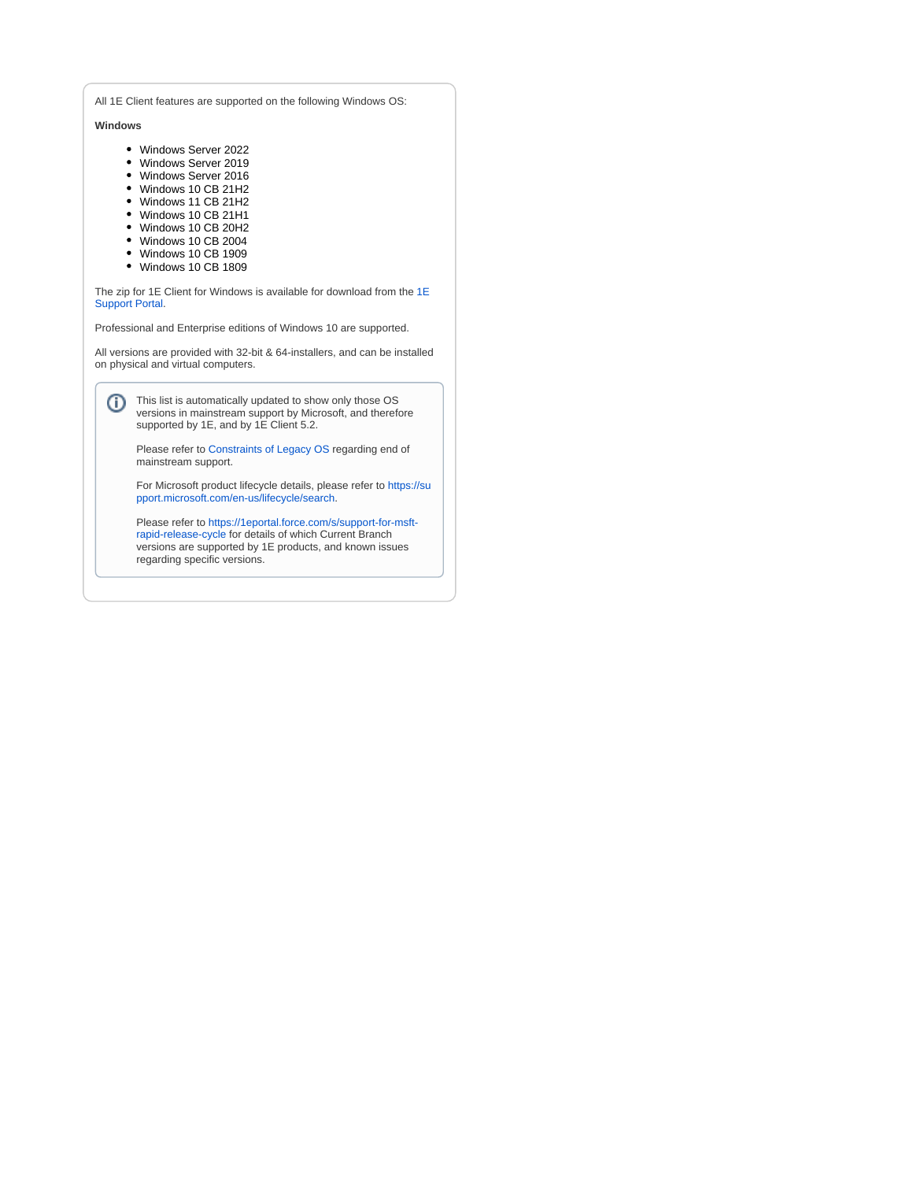All 1E Client features are supported on the following Windows OS:

**Windows**

- Windows Server 2022
- Windows Server 2019
- Windows Server 2016
- Windows 10 CB 21H2
- Windows 11 CB 21H2
- Windows 10 CB 21H1
- Windows 10 CB 20H2
- Windows 10 CB 2004
- Windows 10 CB 1909
- Windows 10 CB 1809

The zip for 1E Client for Windows is available for download from the 1E Support Portal.

Professional and Enterprise editions of Windows 10 are supported.

All versions are provided with 32-bit & 64-installers, and can be installed on physical and virtual computers.

> This list is automatically updated to show only those OS versions in mainstream support by Microsoft, and therefore supported by 1E, and by 1E Client 5.2.
>
> Please refer to Constraints of Legacy OS regarding end of mainstream support.
>
> For Microsoft product lifecycle details, please refer to https://support.microsoft.com/en-us/lifecycle/search.
>
> Please refer to https://1eportal.force.com/s/support-for-msft-rapid-release-cycle for details of which Current Branch versions are supported by 1E products, and known issues regarding specific versions.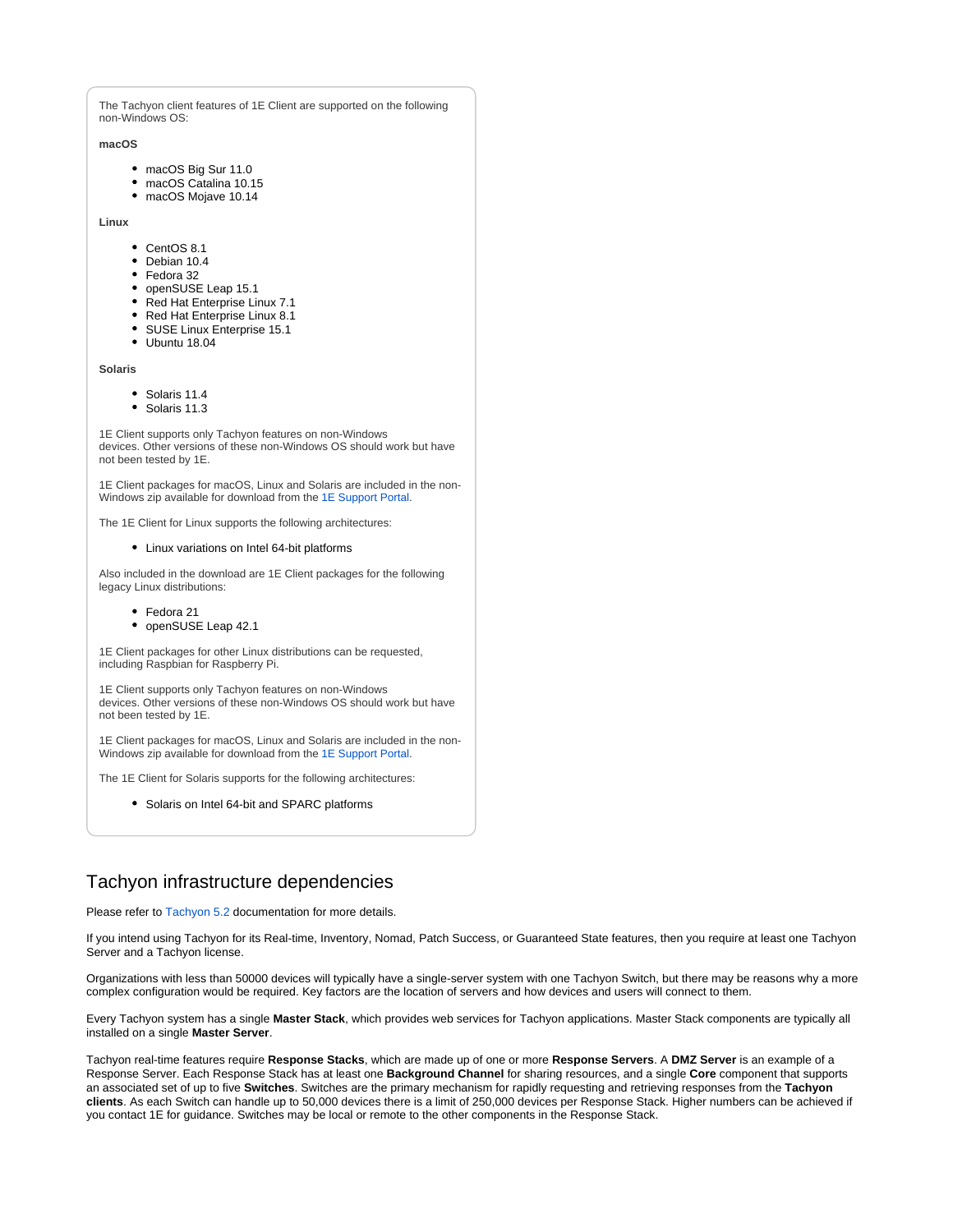The Tachyon client features of 1E Client are supported on the following non-Windows OS:

**macOS**

- macOS Big Sur 11.0
- macOS Catalina 10.15
- macOS Mojave 10.14

**Linux**

- CentOS 8.1
- Debian 10.4
- Fedora 32
- openSUSE Leap 15.1
- Red Hat Enterprise Linux 7.1
- Red Hat Enterprise Linux 8.1
- SUSE Linux Enterprise 15.1
- Ubuntu 18.04

**Solaris**

- Solaris 11.4
- Solaris 11.3

1E Client supports only Tachyon features on non-Windows devices. Other versions of these non-Windows OS should work but have not been tested by 1E.

1E Client packages for macOS, Linux and Solaris are included in the non-Windows zip available for download from the 1E Support Portal.

The 1E Client for Linux supports the following architectures:

- Linux variations on Intel 64-bit platforms

Also included in the download are 1E Client packages for the following legacy Linux distributions:

- Fedora 21
- openSUSE Leap 42.1

1E Client packages for other Linux distributions can be requested, including Raspbian for Raspberry Pi.

1E Client supports only Tachyon features on non-Windows devices. Other versions of these non-Windows OS should work but have not been tested by 1E.

1E Client packages for macOS, Linux and Solaris are included in the non-Windows zip available for download from the 1E Support Portal.

The 1E Client for Solaris supports for the following architectures:

- Solaris on Intel 64-bit and SPARC platforms

## Tachyon infrastructure dependencies

Please refer to Tachyon 5.2 documentation for more details.

If you intend using Tachyon for its Real-time, Inventory, Nomad, Patch Success, or Guaranteed State features, then you require at least one Tachyon Server and a Tachyon license.

Organizations with less than 50000 devices will typically have a single-server system with one Tachyon Switch, but there may be reasons why a more complex configuration would be required. Key factors are the location of servers and how devices and users will connect to them.

Every Tachyon system has a single **Master Stack**, which provides web services for Tachyon applications. Master Stack components are typically all installed on a single **Master Server**.

Tachyon real-time features require **Response Stacks**, which are made up of one or more **Response Servers**. A **DMZ Server** is an example of a Response Server. Each Response Stack has at least one **Background Channel** for sharing resources, and a single **Core** component that supports an associated set of up to five **Switches**. Switches are the primary mechanism for rapidly requesting and retrieving responses from the **Tachyon clients**. As each Switch can handle up to 50,000 devices there is a limit of 250,000 devices per Response Stack. Higher numbers can be achieved if you contact 1E for guidance. Switches may be local or remote to the other components in the Response Stack.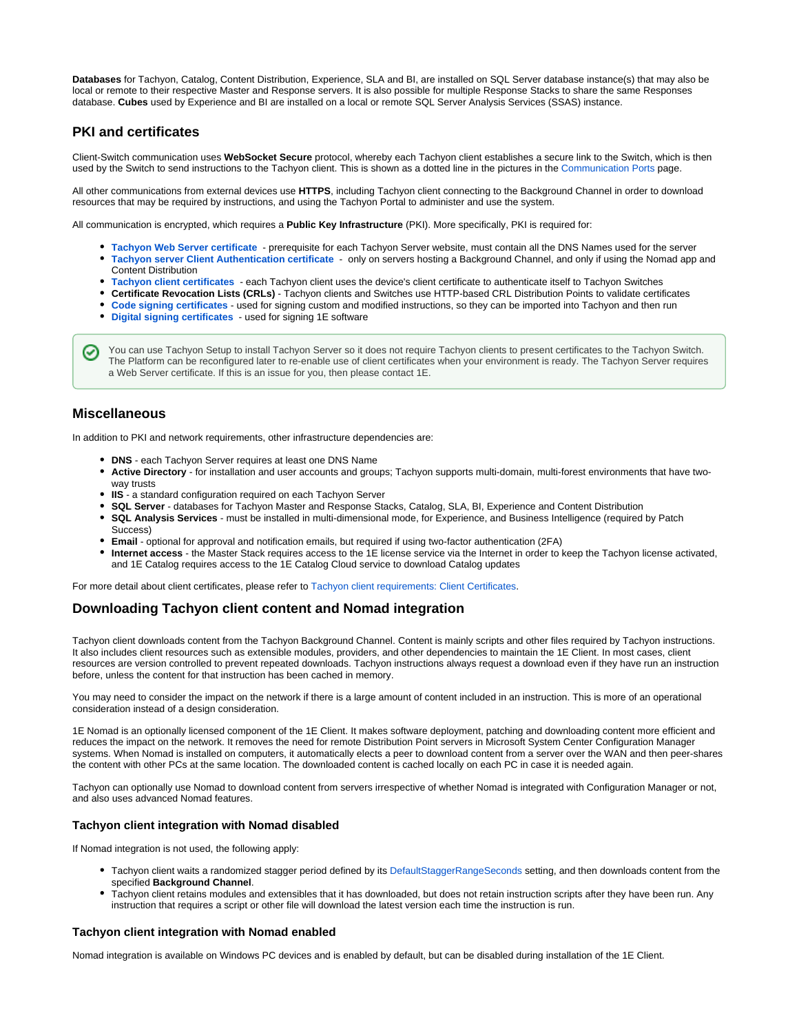**Databases** for Tachyon, Catalog, Content Distribution, Experience, SLA and BI, are installed on SQL Server database instance(s) that may also be local or remote to their respective Master and Response servers. It is also possible for multiple Response Stacks to share the same Responses database. **Cubes** used by Experience and BI are installed on a local or remote SQL Server Analysis Services (SSAS) instance.

## PKI and certificates

Client-Switch communication uses **WebSocket Secure** protocol, whereby each Tachyon client establishes a secure link to the Switch, which is then used by the Switch to send instructions to the Tachyon client. This is shown as a dotted line in the pictures in the Communication Ports page.

All other communications from external devices use **HTTPS**, including Tachyon client connecting to the Background Channel in order to download resources that may be required by instructions, and using the Tachyon Portal to administer and use the system.

All communication is encrypted, which requires a **Public Key Infrastructure** (PKI). More specifically, PKI is required for:

- **Tachyon Web Server certificate** - prerequisite for each Tachyon Server website, must contain all the DNS Names used for the server
- **Tachyon server Client Authentication certificate** - only on servers hosting a Background Channel, and only if using the Nomad app and Content Distribution
- **Tachyon client certificates** - each Tachyon client uses the device's client certificate to authenticate itself to Tachyon Switches
- **Certificate Revocation Lists (CRLs)** - Tachyon clients and Switches use HTTP-based CRL Distribution Points to validate certificates
- **Code signing certificates** - used for signing custom and modified instructions, so they can be imported into Tachyon and then run
- **Digital signing certificates** - used for signing 1E software

> You can use Tachyon Setup to install Tachyon Server so it does not require Tachyon clients to present certificates to the Tachyon Switch. The Platform can be reconfigured later to re-enable use of client certificates when your environment is ready. The Tachyon Server requires a Web Server certificate. If this is an issue for you, then please contact 1E.

## Miscellaneous

In addition to PKI and network requirements, other infrastructure dependencies are:

- **DNS** - each Tachyon Server requires at least one DNS Name
- **Active Directory** - for installation and user accounts and groups; Tachyon supports multi-domain, multi-forest environments that have two-way trusts
- **IIS** - a standard configuration required on each Tachyon Server
- **SQL Server** - databases for Tachyon Master and Response Stacks, Catalog, SLA, BI, Experience and Content Distribution
- **SQL Analysis Services** - must be installed in multi-dimensional mode, for Experience, and Business Intelligence (required by Patch Success)
- **Email** - optional for approval and notification emails, but required if using two-factor authentication (2FA)
- **Internet access** - the Master Stack requires access to the 1E license service via the Internet in order to keep the Tachyon license activated, and 1E Catalog requires access to the 1E Catalog Cloud service to download Catalog updates

For more detail about client certificates, please refer to Tachyon client requirements: Client Certificates.

## Downloading Tachyon client content and Nomad integration

Tachyon client downloads content from the Tachyon Background Channel. Content is mainly scripts and other files required by Tachyon instructions. It also includes client resources such as extensible modules, providers, and other dependencies to maintain the 1E Client. In most cases, client resources are version controlled to prevent repeated downloads. Tachyon instructions always request a download even if they have run an instruction before, unless the content for that instruction has been cached in memory.

You may need to consider the impact on the network if there is a large amount of content included in an instruction. This is more of an operational consideration instead of a design consideration.

1E Nomad is an optionally licensed component of the 1E Client. It makes software deployment, patching and downloading content more efficient and reduces the impact on the network. It removes the need for remote Distribution Point servers in Microsoft System Center Configuration Manager systems. When Nomad is installed on computers, it automatically elects a peer to download content from a server over the WAN and then peer-shares the content with other PCs at the same location. The downloaded content is cached locally on each PC in case it is needed again.

Tachyon can optionally use Nomad to download content from servers irrespective of whether Nomad is integrated with Configuration Manager or not, and also uses advanced Nomad features.

### Tachyon client integration with Nomad disabled

If Nomad integration is not used, the following apply:

- Tachyon client waits a randomized stagger period defined by its DefaultStaggerRangeSeconds setting, and then downloads content from the specified **Background Channel**.
- Tachyon client retains modules and extensibles that it has downloaded, but does not retain instruction scripts after they have been run. Any instruction that requires a script or other file will download the latest version each time the instruction is run.

### Tachyon client integration with Nomad enabled

Nomad integration is available on Windows PC devices and is enabled by default, but can be disabled during installation of the 1E Client.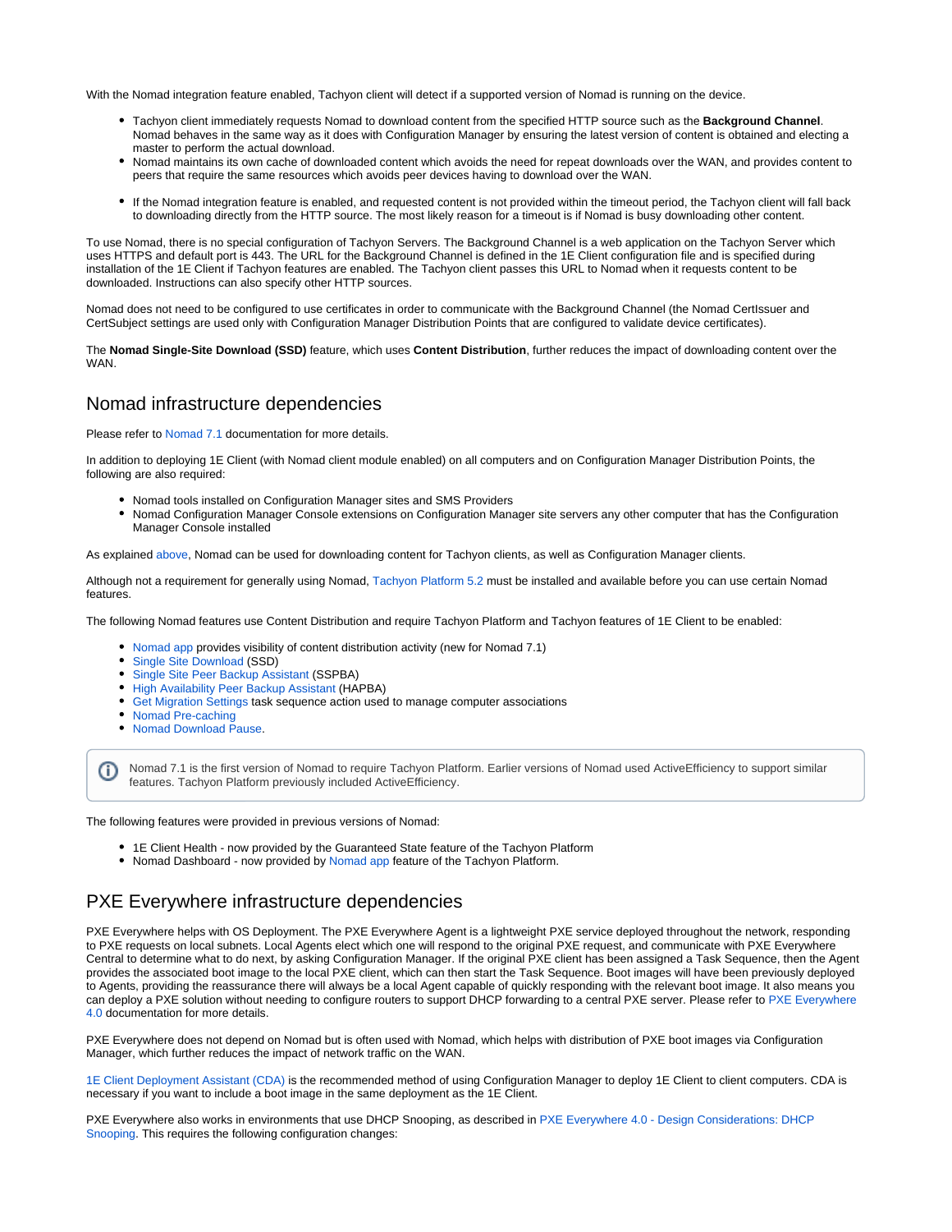With the Nomad integration feature enabled, Tachyon client will detect if a supported version of Nomad is running on the device.

- Tachyon client immediately requests Nomad to download content from the specified HTTP source such as the **Background Channel**. Nomad behaves in the same way as it does with Configuration Manager by ensuring the latest version of content is obtained and electing a master to perform the actual download.
- Nomad maintains its own cache of downloaded content which avoids the need for repeat downloads over the WAN, and provides content to peers that require the same resources which avoids peer devices having to download over the WAN.
- If the Nomad integration feature is enabled, and requested content is not provided within the timeout period, the Tachyon client will fall back to downloading directly from the HTTP source. The most likely reason for a timeout is if Nomad is busy downloading other content.

To use Nomad, there is no special configuration of Tachyon Servers. The Background Channel is a web application on the Tachyon Server which uses HTTPS and default port is 443. The URL for the Background Channel is defined in the 1E Client configuration file and is specified during installation of the 1E Client if Tachyon features are enabled. The Tachyon client passes this URL to Nomad when it requests content to be downloaded. Instructions can also specify other HTTP sources.

Nomad does not need to be configured to use certificates in order to communicate with the Background Channel (the Nomad CertIssuer and CertSubject settings are used only with Configuration Manager Distribution Points that are configured to validate device certificates).

The **Nomad Single-Site Download (SSD)** feature, which uses **Content Distribution**, further reduces the impact of downloading content over the WAN.

## Nomad infrastructure dependencies

Please refer to Nomad 7.1 documentation for more details.

In addition to deploying 1E Client (with Nomad client module enabled) on all computers and on Configuration Manager Distribution Points, the following are also required:

- Nomad tools installed on Configuration Manager sites and SMS Providers
- Nomad Configuration Manager Console extensions on Configuration Manager site servers any other computer that has the Configuration Manager Console installed

As explained above, Nomad can be used for downloading content for Tachyon clients, as well as Configuration Manager clients.

Although not a requirement for generally using Nomad, Tachyon Platform 5.2 must be installed and available before you can use certain Nomad features.

The following Nomad features use Content Distribution and require Tachyon Platform and Tachyon features of 1E Client to be enabled:

- Nomad app provides visibility of content distribution activity (new for Nomad 7.1)
- Single Site Download (SSD)
- Single Site Peer Backup Assistant (SSPBA)
- High Availability Peer Backup Assistant (HAPBA)
- Get Migration Settings task sequence action used to manage computer associations
- Nomad Pre-caching
- Nomad Download Pause.

> Nomad 7.1 is the first version of Nomad to require Tachyon Platform. Earlier versions of Nomad used ActiveEfficiency to support similar features. Tachyon Platform previously included ActiveEfficiency.

The following features were provided in previous versions of Nomad:

- 1E Client Health - now provided by the Guaranteed State feature of the Tachyon Platform
- Nomad Dashboard - now provided by Nomad app feature of the Tachyon Platform.

## PXE Everywhere infrastructure dependencies

PXE Everywhere helps with OS Deployment. The PXE Everywhere Agent is a lightweight PXE service deployed throughout the network, responding to PXE requests on local subnets. Local Agents elect which one will respond to the original PXE request, and communicate with PXE Everywhere Central to determine what to do next, by asking Configuration Manager. If the original PXE client has been assigned a Task Sequence, then the Agent provides the associated boot image to the local PXE client, which can then start the Task Sequence. Boot images will have been previously deployed to Agents, providing the reassurance there will always be a local Agent capable of quickly responding with the relevant boot image. It also means you can deploy a PXE solution without needing to configure routers to support DHCP forwarding to a central PXE server. Please refer to PXE Everywhere 4.0 documentation for more details.

PXE Everywhere does not depend on Nomad but is often used with Nomad, which helps with distribution of PXE boot images via Configuration Manager, which further reduces the impact of network traffic on the WAN.

1E Client Deployment Assistant (CDA) is the recommended method of using Configuration Manager to deploy 1E Client to client computers. CDA is necessary if you want to include a boot image in the same deployment as the 1E Client.

PXE Everywhere also works in environments that use DHCP Snooping, as described in PXE Everywhere 4.0 - Design Considerations: DHCP Snooping. This requires the following configuration changes: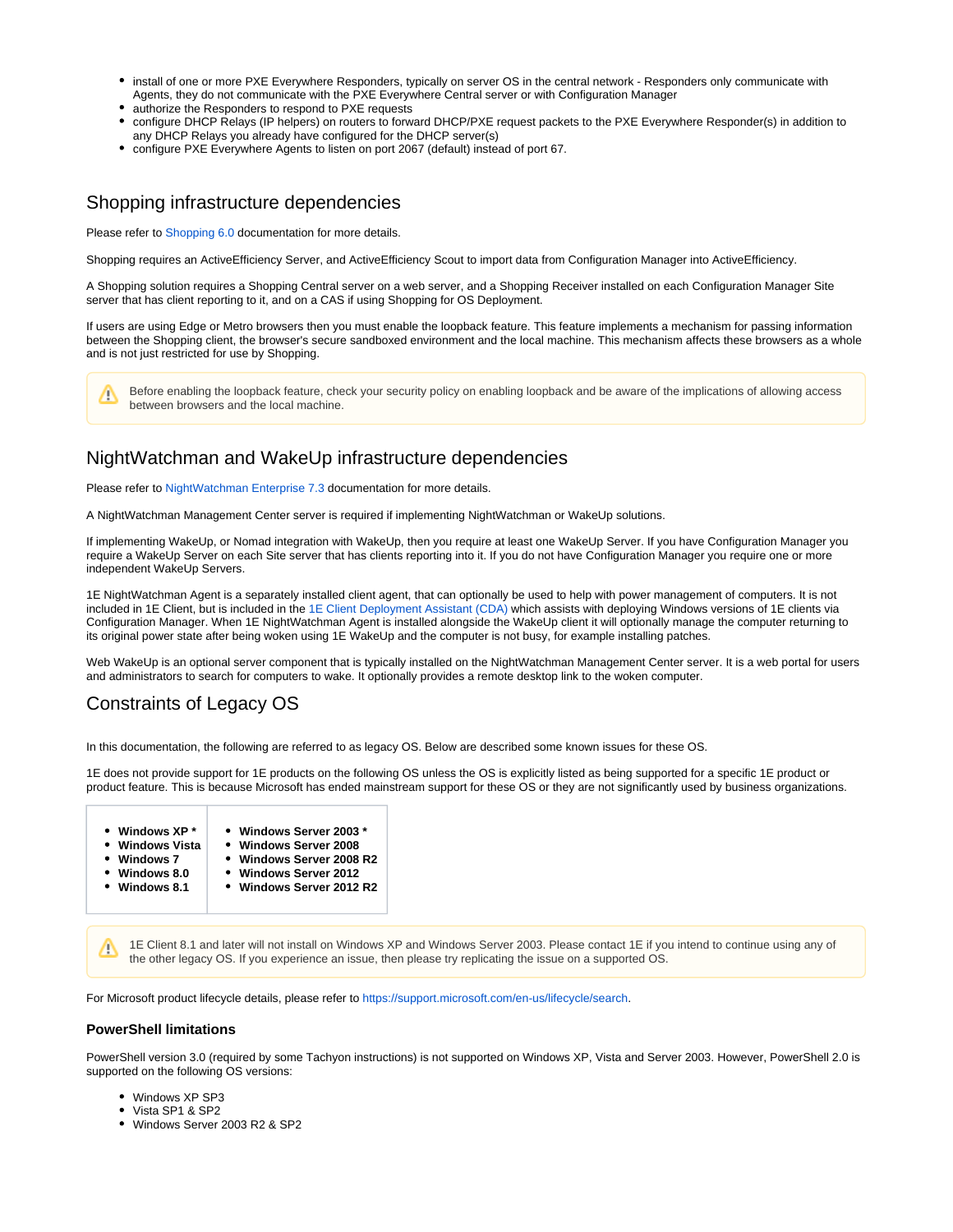- install of one or more PXE Everywhere Responders, typically on server OS in the central network - Responders only communicate with Agents, they do not communicate with the PXE Everywhere Central server or with Configuration Manager
- authorize the Responders to respond to PXE requests
- configure DHCP Relays (IP helpers) on routers to forward DHCP/PXE request packets to the PXE Everywhere Responder(s) in addition to any DHCP Relays you already have configured for the DHCP server(s)
- configure PXE Everywhere Agents to listen on port 2067 (default) instead of port 67.

## Shopping infrastructure dependencies

Please refer to Shopping 6.0 documentation for more details.

Shopping requires an ActiveEfficiency Server, and ActiveEfficiency Scout to import data from Configuration Manager into ActiveEfficiency.

A Shopping solution requires a Shopping Central server on a web server, and a Shopping Receiver installed on each Configuration Manager Site server that has client reporting to it, and on a CAS if using Shopping for OS Deployment.

If users are using Edge or Metro browsers then you must enable the loopback feature. This feature implements a mechanism for passing information between the Shopping client, the browser's secure sandboxed environment and the local machine. This mechanism affects these browsers as a whole and is not just restricted for use by Shopping.

> Before enabling the loopback feature, check your security policy on enabling loopback and be aware of the implications of allowing access between browsers and the local machine.

## NightWatchman and WakeUp infrastructure dependencies

Please refer to NightWatchman Enterprise 7.3 documentation for more details.

A NightWatchman Management Center server is required if implementing NightWatchman or WakeUp solutions.

If implementing WakeUp, or Nomad integration with WakeUp, then you require at least one WakeUp Server. If you have Configuration Manager you require a WakeUp Server on each Site server that has clients reporting into it. If you do not have Configuration Manager you require one or more independent WakeUp Servers.

1E NightWatchman Agent is a separately installed client agent, that can optionally be used to help with power management of computers. It is not included in 1E Client, but is included in the 1E Client Deployment Assistant (CDA) which assists with deploying Windows versions of 1E clients via Configuration Manager. When 1E NightWatchman Agent is installed alongside the WakeUp client it will optionally manage the computer returning to its original power state after being woken using 1E WakeUp and the computer is not busy, for example installing patches.

Web WakeUp is an optional server component that is typically installed on the NightWatchman Management Center server. It is a web portal for users and administrators to search for computers to wake. It optionally provides a remote desktop link to the woken computer.

## Constraints of Legacy OS

In this documentation, the following are referred to as legacy OS. Below are described some known issues for these OS.

1E does not provide support for 1E products on the following OS unless the OS is explicitly listed as being supported for a specific 1E product or product feature. This is because Microsoft has ended mainstream support for these OS or they are not significantly used by business organizations.

| | |
|---|---|
| **Windows XP *** | **Windows Server 2003 *** |
| **Windows Vista** | **Windows Server 2008** |
| **Windows 7** | **Windows Server 2008 R2** |
| **Windows 8.0** | **Windows Server 2012** |
| **Windows 8.1** | **Windows Server 2012 R2** |

> 1E Client 8.1 and later will not install on Windows XP and Windows Server 2003. Please contact 1E if you intend to continue using any of the other legacy OS. If you experience an issue, then please try replicating the issue on a supported OS.

For Microsoft product lifecycle details, please refer to https://support.microsoft.com/en-us/lifecycle/search.

### PowerShell limitations

PowerShell version 3.0 (required by some Tachyon instructions) is not supported on Windows XP, Vista and Server 2003. However, PowerShell 2.0 is supported on the following OS versions:

- Windows XP SP3
- Vista SP1 & SP2
- Windows Server 2003 R2 & SP2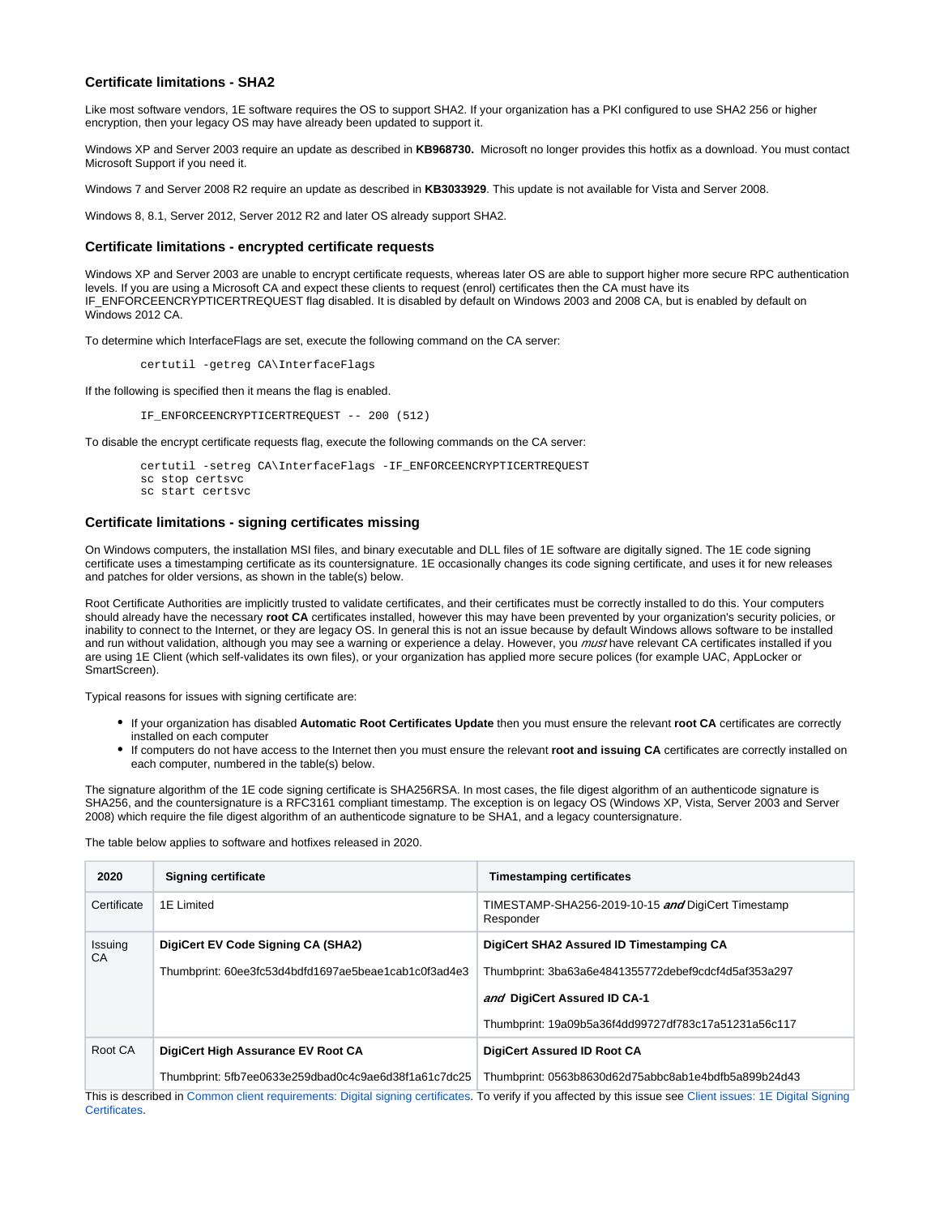### Certificate limitations - SHA2

Like most software vendors, 1E software requires the OS to support SHA2. If your organization has a PKI configured to use SHA2 256 or higher encryption, then your legacy OS may have already been updated to support it.

Windows XP and Server 2003 require an update as described in **KB968730.** Microsoft no longer provides this hotfix as a download. You must contact Microsoft Support if you need it.

Windows 7 and Server 2008 R2 require an update as described in **KB3033929**. This update is not available for Vista and Server 2008.

Windows 8, 8.1, Server 2012, Server 2012 R2 and later OS already support SHA2.

### Certificate limitations - encrypted certificate requests

Windows XP and Server 2003 are unable to encrypt certificate requests, whereas later OS are able to support higher more secure RPC authentication levels. If you are using a Microsoft CA and expect these clients to request (enrol) certificates then the CA must have its IF_ENFORCEENCRYPTICERTREQUEST flag disabled. It is disabled by default on Windows 2003 and 2008 CA, but is enabled by default on Windows 2012 CA.

To determine which InterfaceFlags are set, execute the following command on the CA server:

```
certutil -getreg CA\InterfaceFlags
```

If the following is specified then it means the flag is enabled.

```
IF_ENFORCEENCRYPTICERTREQUEST -- 200 (512)
```

To disable the encrypt certificate requests flag, execute the following commands on the CA server:

```
certutil -setreg CA\InterfaceFlags -IF_ENFORCEENCRYPTICERTREQUEST
sc stop certsvc
sc start certsvc
```

### Certificate limitations - signing certificates missing

On Windows computers, the installation MSI files, and binary executable and DLL files of 1E software are digitally signed. The 1E code signing certificate uses a timestamping certificate as its countersignature. 1E occasionally changes its code signing certificate, and uses it for new releases and patches for older versions, as shown in the table(s) below.

Root Certificate Authorities are implicitly trusted to validate certificates, and their certificates must be correctly installed to do this. Your computers should already have the necessary **root CA** certificates installed, however this may have been prevented by your organization's security policies, or inability to connect to the Internet, or they are legacy OS. In general this is not an issue because by default Windows allows software to be installed and run without validation, although you may see a warning or experience a delay. However, you *must* have relevant CA certificates installed if you are using 1E Client (which self-validates its own files), or your organization has applied more secure polices (for example UAC, AppLocker or SmartScreen).

Typical reasons for issues with signing certificate are:

- If your organization has disabled **Automatic Root Certificates Update** then you must ensure the relevant **root CA** certificates are correctly installed on each computer
- If computers do not have access to the Internet then you must ensure the relevant **root and issuing CA** certificates are correctly installed on each computer, numbered in the table(s) below.

The signature algorithm of the 1E code signing certificate is SHA256RSA. In most cases, the file digest algorithm of an authenticode signature is SHA256, and the countersignature is a RFC3161 compliant timestamp. The exception is on legacy OS (Windows XP, Vista, Server 2003 and Server 2008) which require the file digest algorithm of an authenticode signature to be SHA1, and a legacy countersignature.

The table below applies to software and hotfixes released in 2020.

| 2020 | Signing certificate | Timestamping certificates |
|---|---|---|
| Certificate | 1E Limited | TIMESTAMP-SHA256-2019-10-15 ***and*** DigiCert Timestamp Responder |
| Issuing CA | **DigiCert EV Code Signing CA (SHA2)**<br><br>Thumbprint: 60ee3fc53d4bdfd1697ae5beae1cab1c0f3ad4e3 | **DigiCert SHA2 Assured ID Timestamping CA**<br><br>Thumbprint: 3ba63a6e4841355772debef9cdcf4d5af353a297<br><br>***and*** **DigiCert Assured ID CA-1**<br><br>Thumbprint: 19a09b5a36f4dd99727df783c17a51231a56c117 |
| Root CA | **DigiCert High Assurance EV Root CA**<br><br>Thumbprint: 5fb7ee0633e259dbad0c4c9ae6d38f1a61c7dc25 | **DigiCert Assured ID Root CA**<br><br>Thumbprint: 0563b8630d62d75abbc8ab1e4bdfb5a899b24d43 |

This is described in Common client requirements: Digital signing certificates. To verify if you affected by this issue see Client issues: 1E Digital Signing Certificates.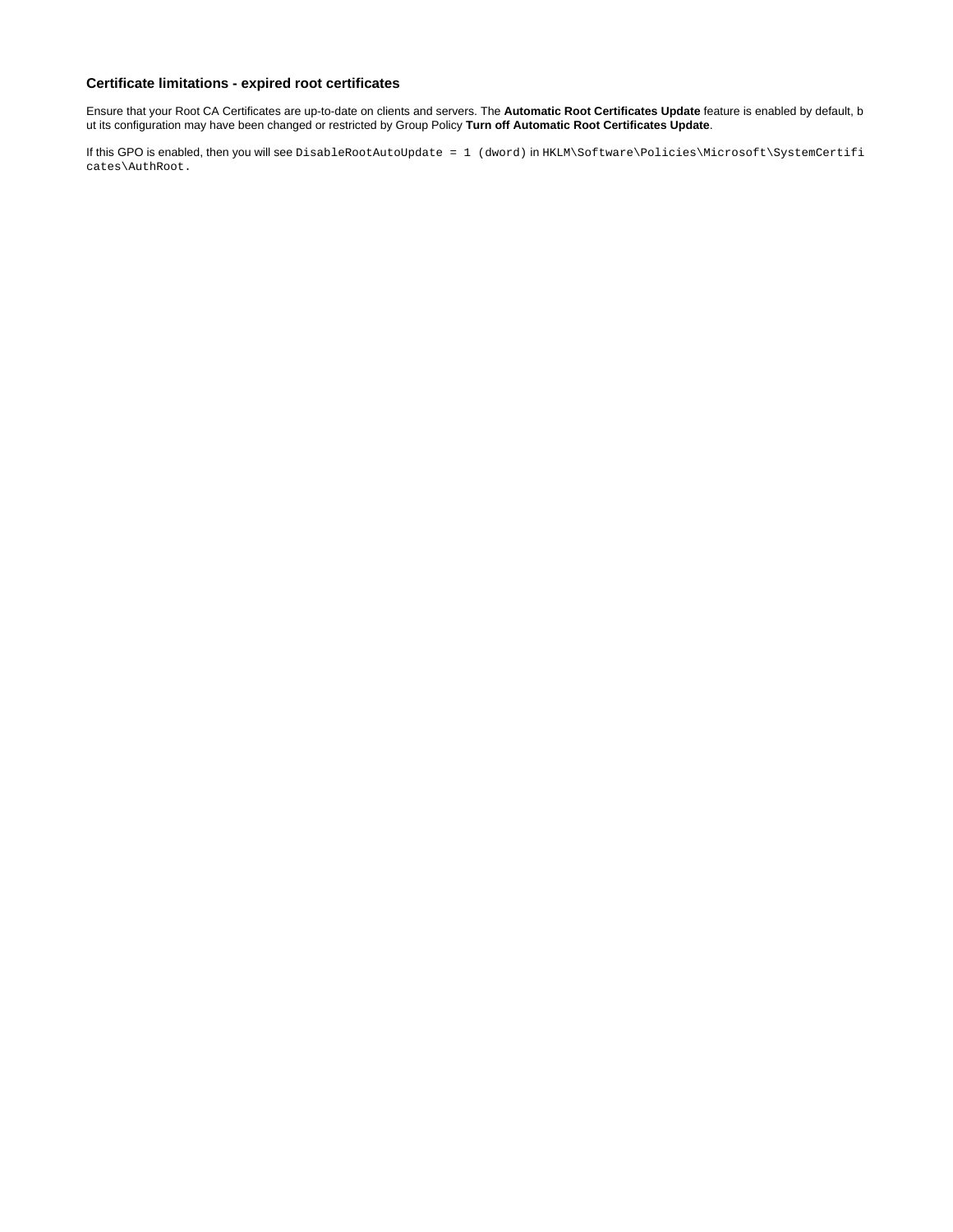### Certificate limitations - expired root certificates

Ensure that your Root CA Certificates are up-to-date on clients and servers. The **Automatic Root Certificates Update** feature is enabled by default, but its configuration may have been changed or restricted by Group Policy **Turn off Automatic Root Certificates Update**.

If this GPO is enabled, then you will see `DisableRootAutoUpdate = 1 (dword)` in `HKLM\Software\Policies\Microsoft\SystemCertificates\AuthRoot.`